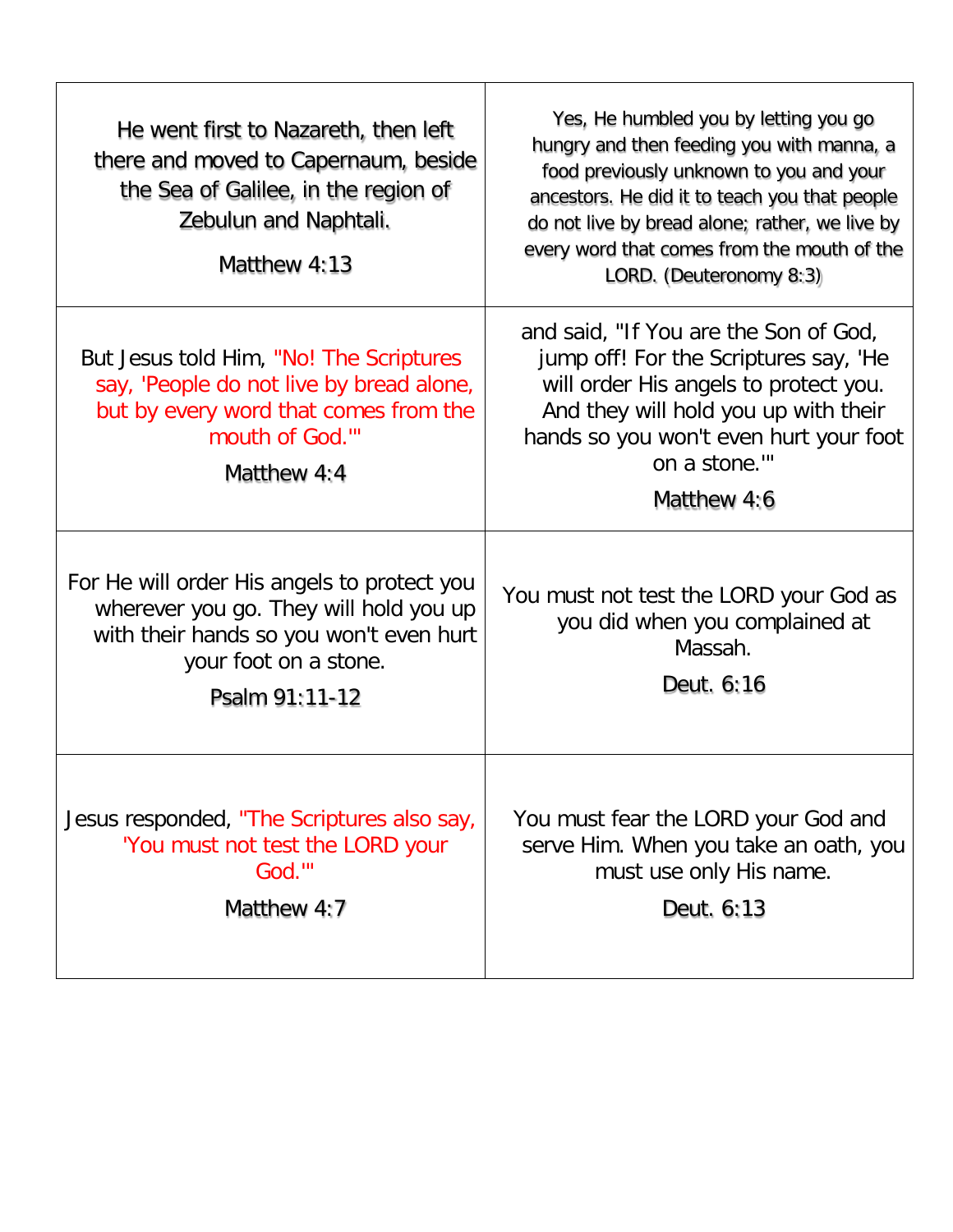| | |
|---|---|
| He went first to Nazareth, then left there and moved to Capernaum, beside the Sea of Galilee, in the region of Zebulun and Naphtali.<br><br>Matthew 4:13 | Yes, He humbled you by letting you go hungry and then feeding you with manna, a food previously unknown to you and your ancestors. He did it to teach you that people do not live by bread alone; rather, we live by every word that comes from the mouth of the LORD. (Deuteronomy 8:3) |
| But Jesus told Him, "No! The Scriptures say, 'People do not live by bread alone, but by every word that comes from the mouth of God.'"<br><br>Matthew 4:4 | and said, "If You are the Son of God, jump off! For the Scriptures say, 'He will order His angels to protect you. And they will hold you up with their hands so you won't even hurt your foot on a stone.'"<br><br>Matthew 4:6 |
| For He will order His angels to protect you wherever you go. They will hold you up with their hands so you won't even hurt your foot on a stone.<br><br>Psalm 91:11-12 | You must not test the LORD your God as you did when you complained at Massah.<br><br>Deut. 6:16 |
| Jesus responded, "The Scriptures also say, 'You must not test the LORD your God.'"<br><br>Matthew 4:7 | You must fear the LORD your God and serve Him. When you take an oath, you must use only His name.<br><br>Deut. 6:13 |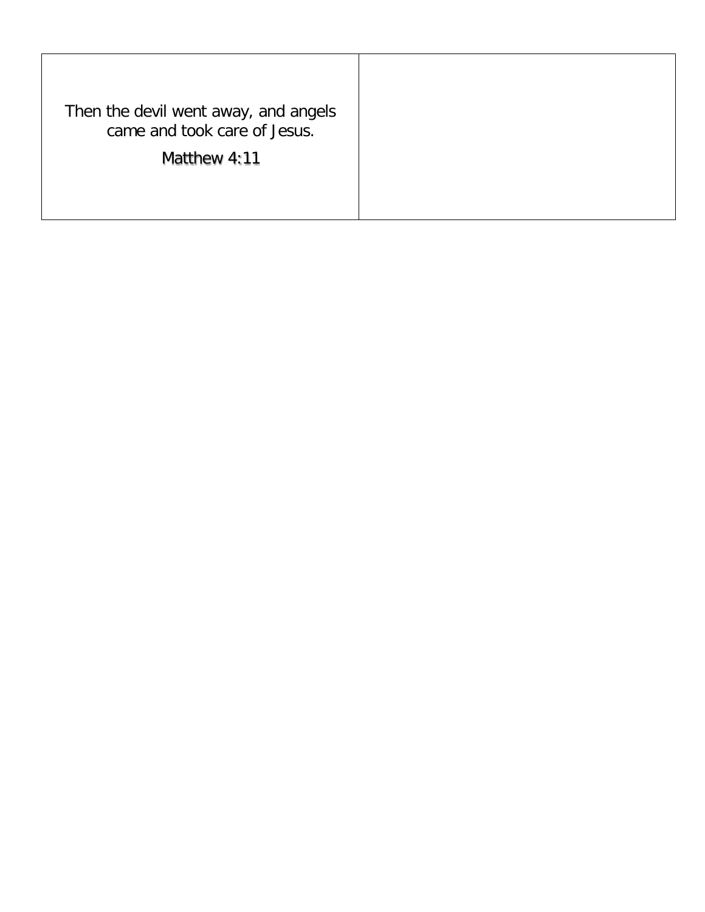| | |
|---|---|
| Then the devil went away, and angels came and took care of Jesus.<br><br>Matthew 4:11 | |